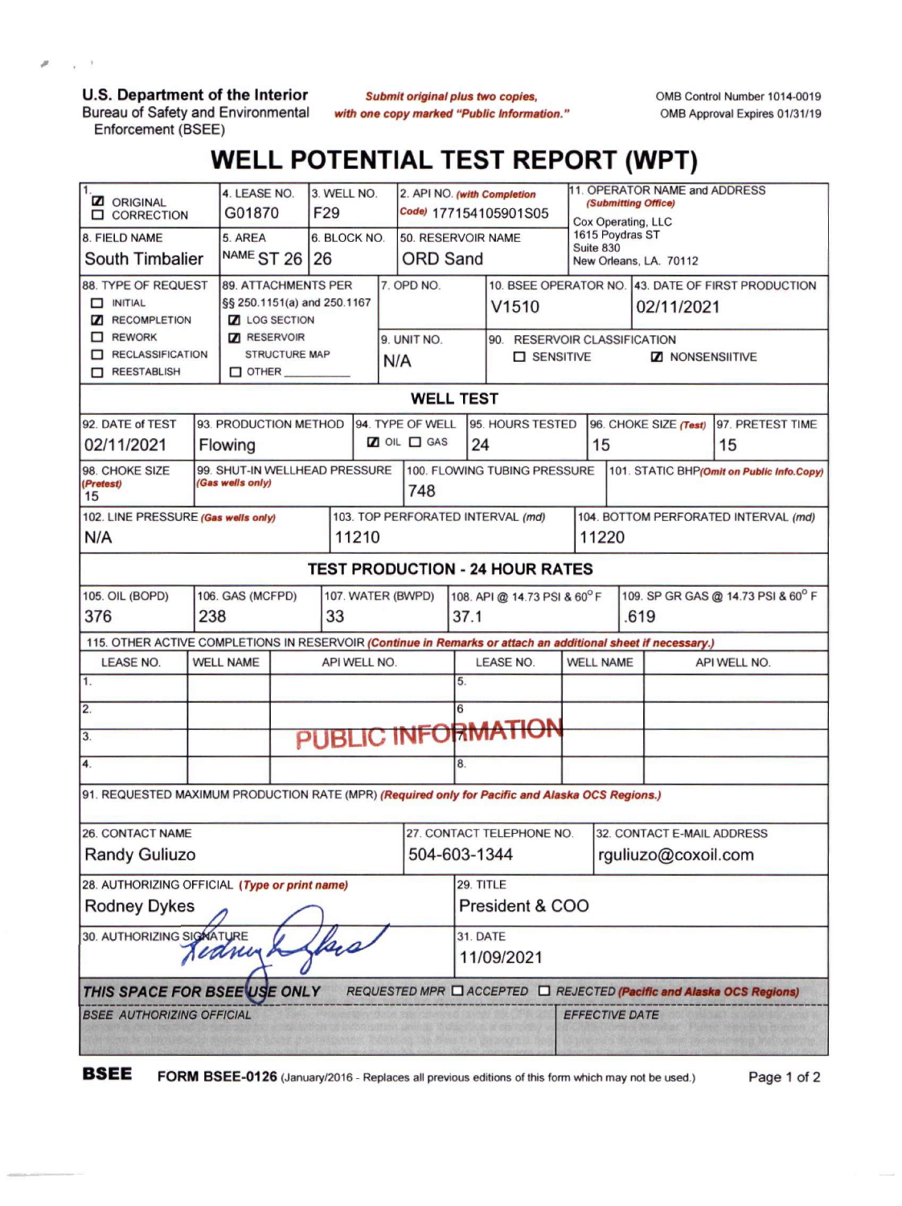U.S. Department of the Interior
Bureau of Safety and Environmental Enforcement (BSEE)

*Submit original plus two copies, with one copy marked "Public Information."*

OMB Control Number 1014-0019
OMB Approval Expires 01/31/19

# WELL POTENTIAL TEST REPORT (WPT)

| 1. | 4. LEASE NO. | 3. WELL NO. | 2. API NO. *(with Completion Code)* | 11. OPERATOR NAME and ADDRESS *(Submitting Office)* |
|---|---|---|---|---|
| ☑ ORIGINAL ☐ CORRECTION | G01870 | F29 | 177154105901S05 | Cox Operating, LLC<br>1615 Poydras ST<br>Suite 830<br>New Orleans, LA. 70112 |
| 8. FIELD NAME | 5. AREA NAME | 6. BLOCK NO. | 50. RESERVOIR NAME | |
| South Timbalier | ST 26 | 26 | ORD Sand | |

| 88. TYPE OF REQUEST | 89. ATTACHMENTS PER §§ 250.1151(a) and 250.1167 | 7. OPD NO. | 10. BSEE OPERATOR NO. | 43. DATE OF FIRST PRODUCTION |
|---|---|---|---|---|
| ☐ INITIAL<br>☑ RECOMPLETION<br>☐ REWORK<br>☐ RECLASSIFICATION<br>☐ REESTABLISH | ☑ LOG SECTION<br>☑ RESERVOIR STRUCTURE MAP<br>☐ OTHER ______ | | V1510 | 02/11/2021 |
| | | 9. UNIT NO. | 90. RESERVOIR CLASSIFICATION | |
| | | N/A | ☐ SENSITIVE | ☑ NONSENSIITIVE |

## WELL TEST

| 92. DATE of TEST | 93. PRODUCTION METHOD | 94. TYPE OF WELL | 95. HOURS TESTED | 96. CHOKE SIZE *(Test)* | 97. PRETEST TIME |
|---|---|---|---|---|---|
| 02/11/2021 | Flowing | ☑ OIL ☐ GAS | 24 | 15 | 15 |

| 98. CHOKE SIZE *(Pretest)* | 99. SHUT-IN WELLHEAD PRESSURE *(Gas wells only)* | 100. FLOWING TUBING PRESSURE | 101. STATIC BHP *(Omit on Public Info.Copy)* |
|---|---|---|---|
| 15 | | 748 | |

| 102. LINE PRESSURE *(Gas wells only)* | 103. TOP PERFORATED INTERVAL *(md)* | 104. BOTTOM PERFORATED INTERVAL *(md)* |
|---|---|---|
| N/A | 11210 | 11220 |

## TEST PRODUCTION - 24 HOUR RATES

| 105. OIL (BOPD) | 106. GAS (MCFPD) | 107. WATER (BWPD) | 108. API @ 14.73 PSI & 60° F | 109. SP GR GAS @ 14.73 PSI & 60° F |
|---|---|---|---|---|
| 376 | 238 | 33 | 37.1 | .619 |

115. OTHER ACTIVE COMPLETIONS IN RESERVOIR *(Continue in Remarks or attach an additional sheet if necessary.)*

| LEASE NO. | WELL NAME | API WELL NO. | LEASE NO. | WELL NAME | API WELL NO. |
|---|---|---|---|---|---|
| 1. | | | 5. | | |
| 2. | | | 6. | | |
| 3. | | | 7. | | |
| 4. | | | 8. | | |

PUBLIC INFORMATION

91. REQUESTED MAXIMUM PRODUCTION RATE (MPR) *(Required only for Pacific and Alaska OCS Regions.)*

| 26. CONTACT NAME | 27. CONTACT TELEPHONE NO. | 32. CONTACT E-MAIL ADDRESS |
|---|---|---|
| Randy Guliuzo | 504-603-1344 | rguliuzo@coxoil.com |

| 28. AUTHORIZING OFFICIAL *(Type or print name)* | 29. TITLE |
|---|---|
| Rodney Dykes | President & COO |
| 30. AUTHORIZING SIGNATURE | 31. DATE |
| Rodney Dykes | 11/09/2021 |

***THIS SPACE FOR BSEE USE ONLY*** *REQUESTED MPR ☐ ACCEPTED ☐ REJECTED (Pacific and Alaska OCS Regions)*

| *BSEE AUTHORIZING OFFICIAL* | *EFFECTIVE DATE* |
|---|---|
| | |

**BSEE** FORM BSEE-0126 (January/2016 - Replaces all previous editions of this form which may not be used.)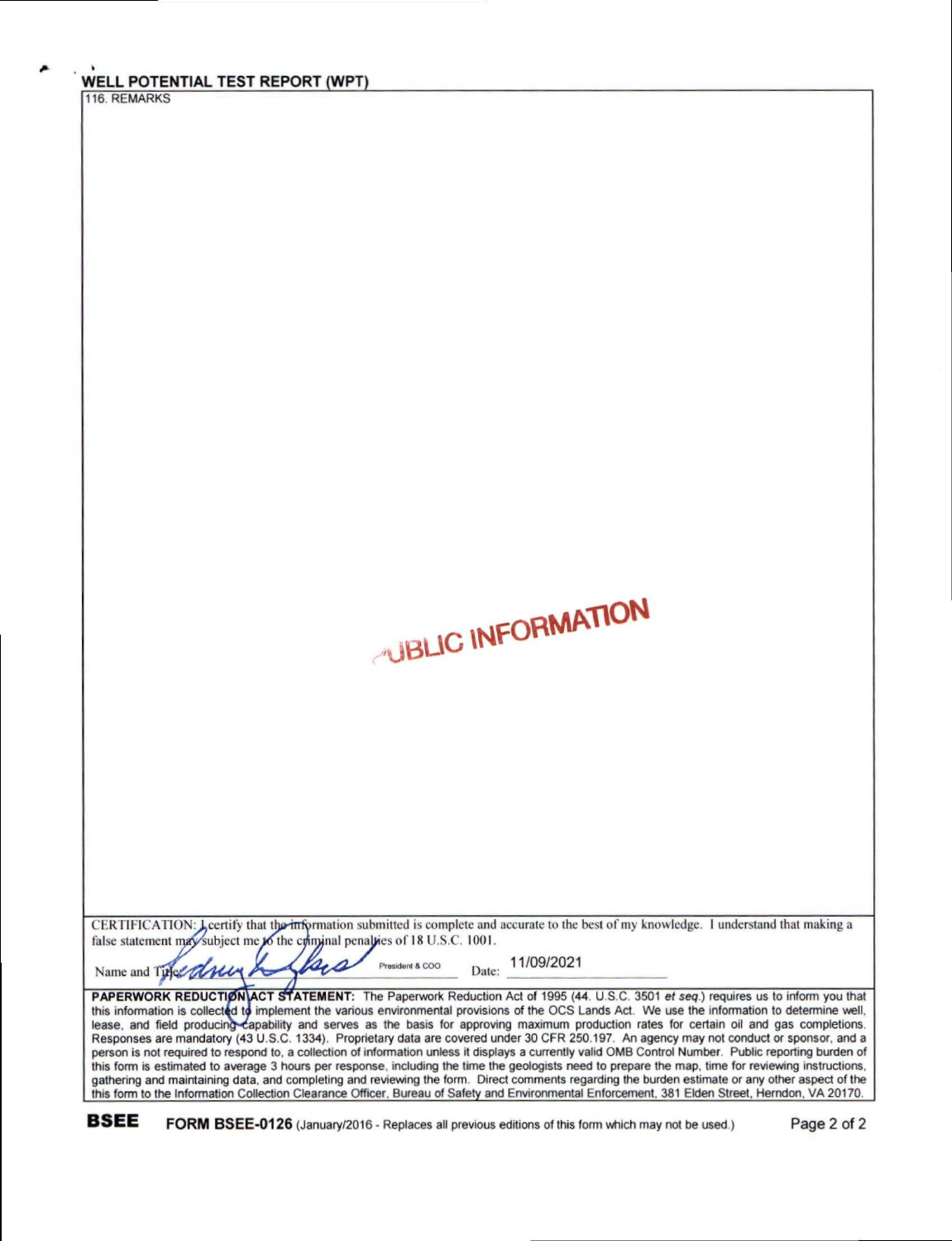## WELL POTENTIAL TEST REPORT (WPT)

116. REMARKS

PUBLIC INFORMATION

CERTIFICATION: I certify that the information submitted is complete and accurate to the best of my knowledge. I understand that making a false statement may subject me to the criminal penalties of 18 U.S.C. 1001.

Name and Title: President & COO  Date: 11/09/2021

**PAPERWORK REDUCTION ACT STATEMENT:** The Paperwork Reduction Act of 1995 (44. U.S.C. 3501 *et seq.*) requires us to inform you that this information is collected to implement the various environmental provisions of the OCS Lands Act. We use the information to determine well, lease, and field producing capability and serves as the basis for approving maximum production rates for certain oil and gas completions. Responses are mandatory (43 U.S.C. 1334). Proprietary data are covered under 30 CFR 250.197. An agency may not conduct or sponsor, and a person is not required to respond to, a collection of information unless it displays a currently valid OMB Control Number. Public reporting burden of this form is estimated to average 3 hours per response, including the time the geologists need to prepare the map, time for reviewing instructions, gathering and maintaining data, and completing and reviewing the form. Direct comments regarding the burden estimate or any other aspect of the this form to the Information Collection Clearance Officer, Bureau of Safety and Environmental Enforcement, 381 Elden Street, Herndon, VA 20170.

**BSEE** **FORM BSEE-0126** (January/2016 - Replaces all previous editions of this form which may not be used.)